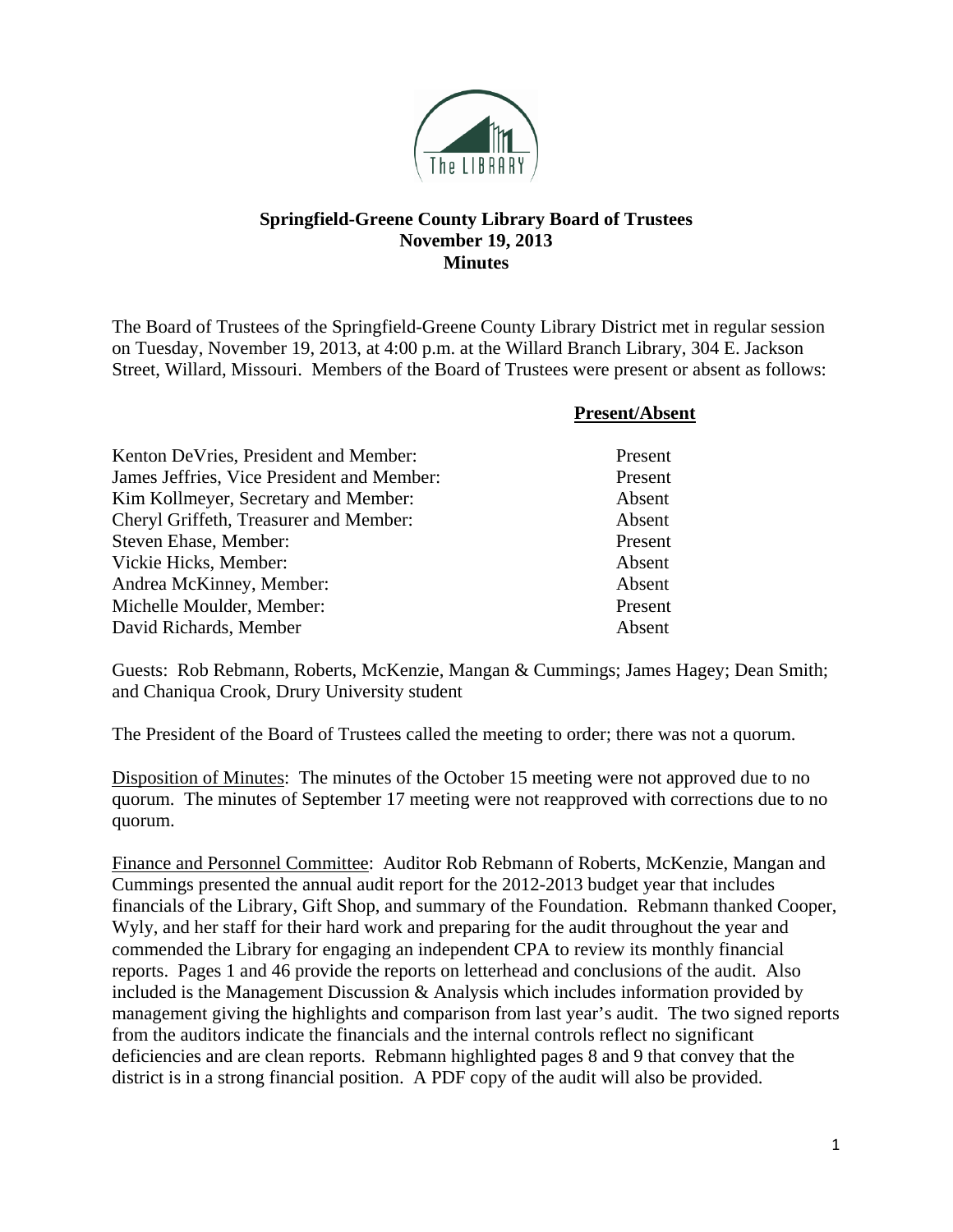**Springfield-Greene County Library Board of Trustees**
**November 19, 2013**
**Minutes**

The Board of Trustees of the Springfield-Greene County Library District met in regular session on Tuesday, November 19, 2013, at 4:00 p.m. at the Willard Branch Library, 304 E. Jackson Street, Willard, Missouri. Members of the Board of Trustees were present or absent as follows:

| | **Present/Absent** |
|---|---|
| Kenton DeVries, President and Member: | Present |
| James Jeffries, Vice President and Member: | Present |
| Kim Kollmeyer, Secretary and Member: | Absent |
| Cheryl Griffeth, Treasurer and Member: | Absent |
| Steven Ehase, Member: | Present |
| Vickie Hicks, Member: | Absent |
| Andrea McKinney, Member: | Absent |
| Michelle Moulder, Member: | Present |
| David Richards, Member | Absent |

Guests: Rob Rebmann, Roberts, McKenzie, Mangan & Cummings; James Hagey; Dean Smith; and Chaniqua Crook, Drury University student

The President of the Board of Trustees called the meeting to order; there was not a quorum.

Disposition of Minutes: The minutes of the October 15 meeting were not approved due to no quorum. The minutes of September 17 meeting were not reapproved with corrections due to no quorum.

Finance and Personnel Committee: Auditor Rob Rebmann of Roberts, McKenzie, Mangan and Cummings presented the annual audit report for the 2012-2013 budget year that includes financials of the Library, Gift Shop, and summary of the Foundation. Rebmann thanked Cooper, Wyly, and her staff for their hard work and preparing for the audit throughout the year and commended the Library for engaging an independent CPA to review its monthly financial reports. Pages 1 and 46 provide the reports on letterhead and conclusions of the audit. Also included is the Management Discussion & Analysis which includes information provided by management giving the highlights and comparison from last year's audit. The two signed reports from the auditors indicate the financials and the internal controls reflect no significant deficiencies and are clean reports. Rebmann highlighted pages 8 and 9 that convey that the district is in a strong financial position. A PDF copy of the audit will also be provided.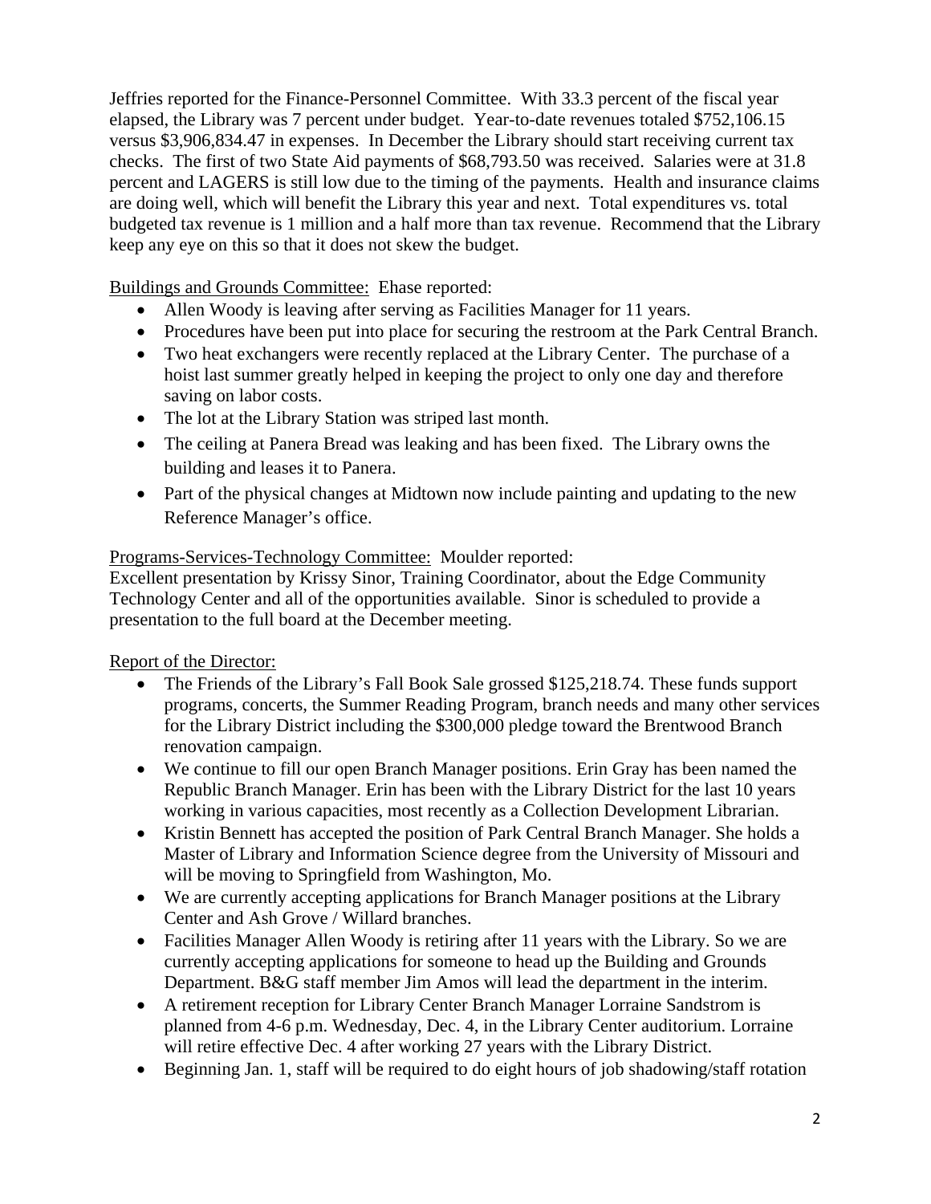Jeffries reported for the Finance-Personnel Committee. With 33.3 percent of the fiscal year elapsed, the Library was 7 percent under budget. Year-to-date revenues totaled $752,106.15 versus $3,906,834.47 in expenses. In December the Library should start receiving current tax checks. The first of two State Aid payments of $68,793.50 was received. Salaries were at 31.8 percent and LAGERS is still low due to the timing of the payments. Health and insurance claims are doing well, which will benefit the Library this year and next. Total expenditures vs. total budgeted tax revenue is 1 million and a half more than tax revenue. Recommend that the Library keep any eye on this so that it does not skew the budget.

Buildings and Grounds Committee: Ehase reported:

- Allen Woody is leaving after serving as Facilities Manager for 11 years.
- Procedures have been put into place for securing the restroom at the Park Central Branch.
- Two heat exchangers were recently replaced at the Library Center. The purchase of a hoist last summer greatly helped in keeping the project to only one day and therefore saving on labor costs.
- The lot at the Library Station was striped last month.
- The ceiling at Panera Bread was leaking and has been fixed. The Library owns the building and leases it to Panera.
- Part of the physical changes at Midtown now include painting and updating to the new Reference Manager's office.

Programs-Services-Technology Committee: Moulder reported:
Excellent presentation by Krissy Sinor, Training Coordinator, about the Edge Community Technology Center and all of the opportunities available. Sinor is scheduled to provide a presentation to the full board at the December meeting.

Report of the Director:

- The Friends of the Library's Fall Book Sale grossed $125,218.74. These funds support programs, concerts, the Summer Reading Program, branch needs and many other services for the Library District including the $300,000 pledge toward the Brentwood Branch renovation campaign.
- We continue to fill our open Branch Manager positions. Erin Gray has been named the Republic Branch Manager. Erin has been with the Library District for the last 10 years working in various capacities, most recently as a Collection Development Librarian.
- Kristin Bennett has accepted the position of Park Central Branch Manager. She holds a Master of Library and Information Science degree from the University of Missouri and will be moving to Springfield from Washington, Mo.
- We are currently accepting applications for Branch Manager positions at the Library Center and Ash Grove / Willard branches.
- Facilities Manager Allen Woody is retiring after 11 years with the Library. So we are currently accepting applications for someone to head up the Building and Grounds Department. B&G staff member Jim Amos will lead the department in the interim.
- A retirement reception for Library Center Branch Manager Lorraine Sandstrom is planned from 4-6 p.m. Wednesday, Dec. 4, in the Library Center auditorium. Lorraine will retire effective Dec. 4 after working 27 years with the Library District.
- Beginning Jan. 1, staff will be required to do eight hours of job shadowing/staff rotation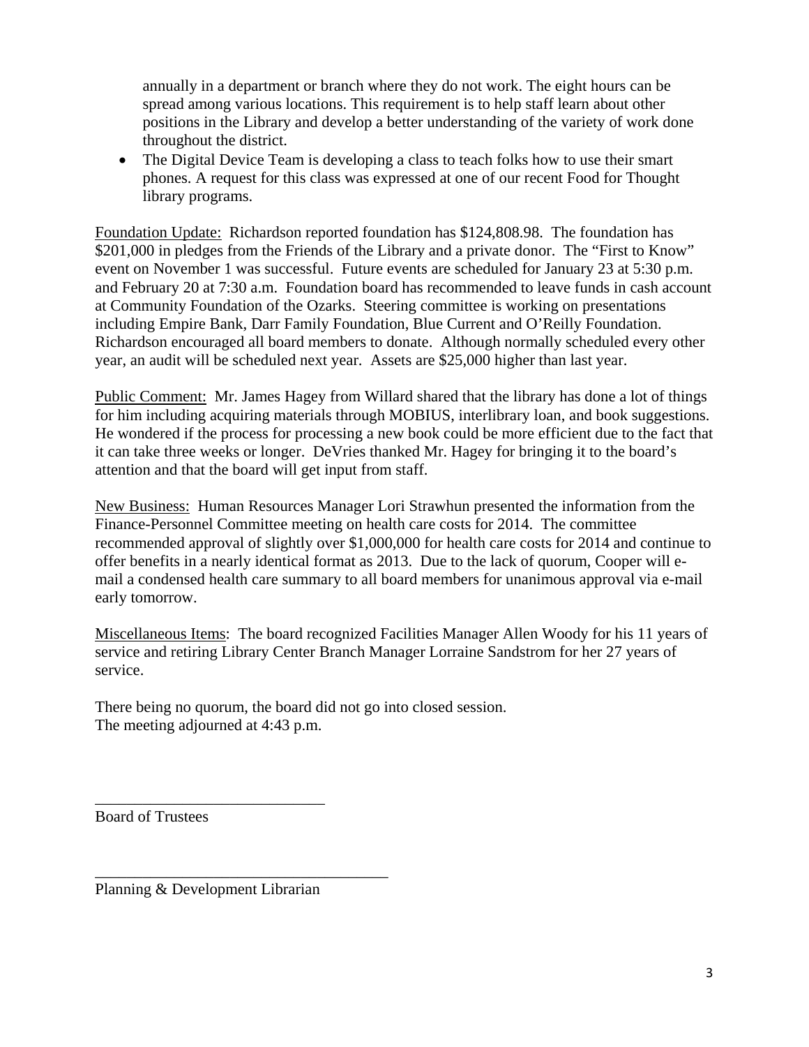annually in a department or branch where they do not work. The eight hours can be spread among various locations. This requirement is to help staff learn about other positions in the Library and develop a better understanding of the variety of work done throughout the district.

- The Digital Device Team is developing a class to teach folks how to use their smart phones. A request for this class was expressed at one of our recent Food for Thought library programs.

Foundation Update: Richardson reported foundation has $124,808.98. The foundation has $201,000 in pledges from the Friends of the Library and a private donor. The "First to Know" event on November 1 was successful. Future events are scheduled for January 23 at 5:30 p.m. and February 20 at 7:30 a.m. Foundation board has recommended to leave funds in cash account at Community Foundation of the Ozarks. Steering committee is working on presentations including Empire Bank, Darr Family Foundation, Blue Current and O'Reilly Foundation. Richardson encouraged all board members to donate. Although normally scheduled every other year, an audit will be scheduled next year. Assets are $25,000 higher than last year.

Public Comment: Mr. James Hagey from Willard shared that the library has done a lot of things for him including acquiring materials through MOBIUS, interlibrary loan, and book suggestions. He wondered if the process for processing a new book could be more efficient due to the fact that it can take three weeks or longer. DeVries thanked Mr. Hagey for bringing it to the board's attention and that the board will get input from staff.

New Business: Human Resources Manager Lori Strawhun presented the information from the Finance-Personnel Committee meeting on health care costs for 2014. The committee recommended approval of slightly over $1,000,000 for health care costs for 2014 and continue to offer benefits in a nearly identical format as 2013. Due to the lack of quorum, Cooper will e-mail a condensed health care summary to all board members for unanimous approval via e-mail early tomorrow.

Miscellaneous Items: The board recognized Facilities Manager Allen Woody for his 11 years of service and retiring Library Center Branch Manager Lorraine Sandstrom for her 27 years of service.

There being no quorum, the board did not go into closed session.
The meeting adjourned at 4:43 p.m.

_____________________________
Board of Trustees

_____________________________________
Planning & Development Librarian